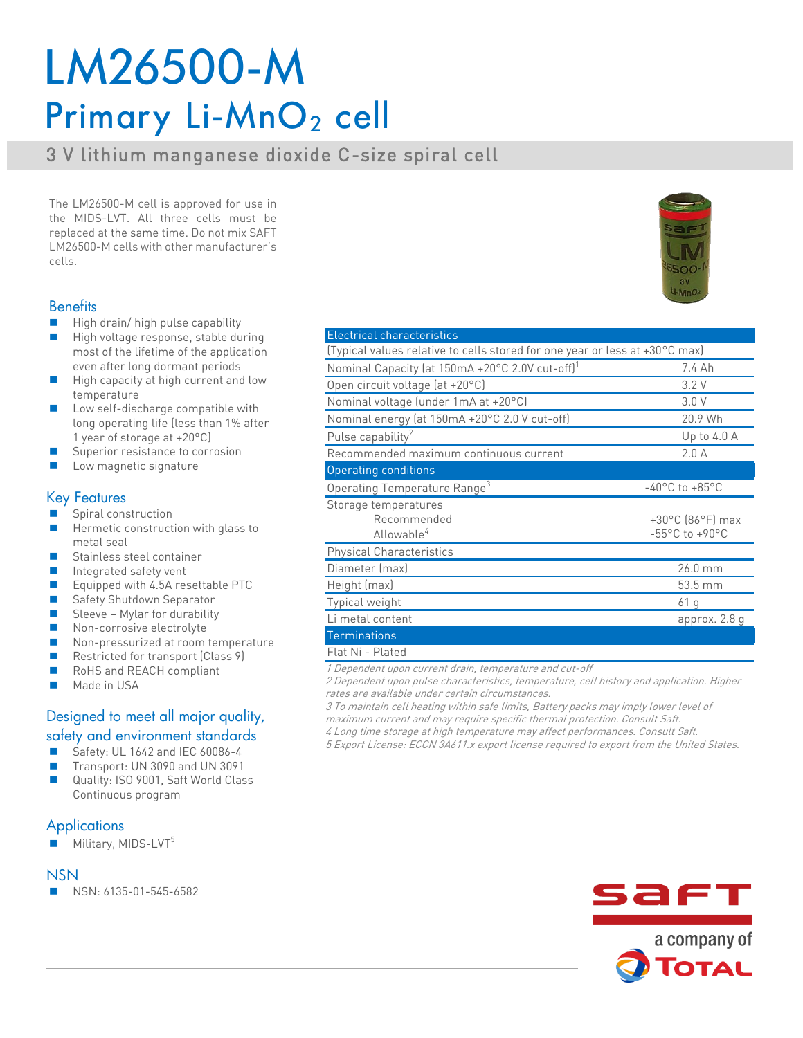# LM26500-M

## Primary Li-$MnO_2$ cell

### 3 V lithium manganese dioxide C-size spiral cell

The LM26500-M cell is approved for use in the MIDS-LVT. All three cells must be replaced at the same time. Do not mix SAFT LM26500-M cells with other manufacturer's cells.

## Benefits

- High drain/ high pulse capability
- High voltage response, stable during most of the lifetime of the application even after long dormant periods
- High capacity at high current and low temperature
- Low self-discharge compatible with long operating life (less than 1% after 1 year of storage at +20°C)
- Superior resistance to corrosion
- Low magnetic signature

## Key Features

- Spiral construction
- Hermetic construction with glass to metal seal
- Stainless steel container
- Integrated safety vent
- Equipped with 4.5A resettable PTC
- Safety Shutdown Separator
- Sleeve – Mylar for durability
- Non-corrosive electrolyte
- Non-pressurized at room temperature
- Restricted for transport (Class 9)
- RoHS and REACH compliant
- Made in USA

## Designed to meet all major quality, safety and environment standards

- Safety: UL 1642 and IEC 60086-4
- Transport: UN 3090 and UN 3091
- Quality: ISO 9001, Saft World Class Continuous program

## Applications

- Military, MIDS-LVT[5]

## NSN

- NSN: 6135-01-545-6582

| Electrical characteristics | |
|---|---|
| (Typical values relative to cells stored for one year or less at +30°C max) | |
| Nominal Capacity (at 150mA +20°C 2.0V cut-off)[1] | 7.4 Ah |
| Open circuit voltage (at +20°C) | 3.2 V |
| Nominal voltage (under 1mA at +20°C) | 3.0 V |
| Nominal energy (at 150mA +20°C 2.0 V cut-off) | 20.9 Wh |
| Pulse capability[2] | Up to 4.0 A |
| Recommended maximum continuous current | 2.0 A |
| **Operating conditions** | |
| Operating Temperature Range[3] | -40°C to +85°C |
| Storage temperatures | |
| Recommended | +30°C (86°F) max |
| Allowable[4] | -55°C to +90°C |
| Physical Characteristics | |
| Diameter (max) | 26.0 mm |
| Height (max) | 53.5 mm |
| Typical weight | 61 g |
| Li metal content | approx. 2.8 g |
| **Terminations** | |
| Flat Ni - Plated | |

*1 Dependent upon current drain, temperature and cut-off*

*2 Dependent upon pulse characteristics, temperature, cell history and application. Higher rates are available under certain circumstances.*

*3 To maintain cell heating within safe limits, Battery packs may imply lower level of maximum current and may require specific thermal protection. Consult Saft.*

*4 Long time storage at high temperature may affect performances. Consult Saft.*

*5 Export License: ECCN 3A611.x export license required to export from the United States.*

saft

a company of TOTAL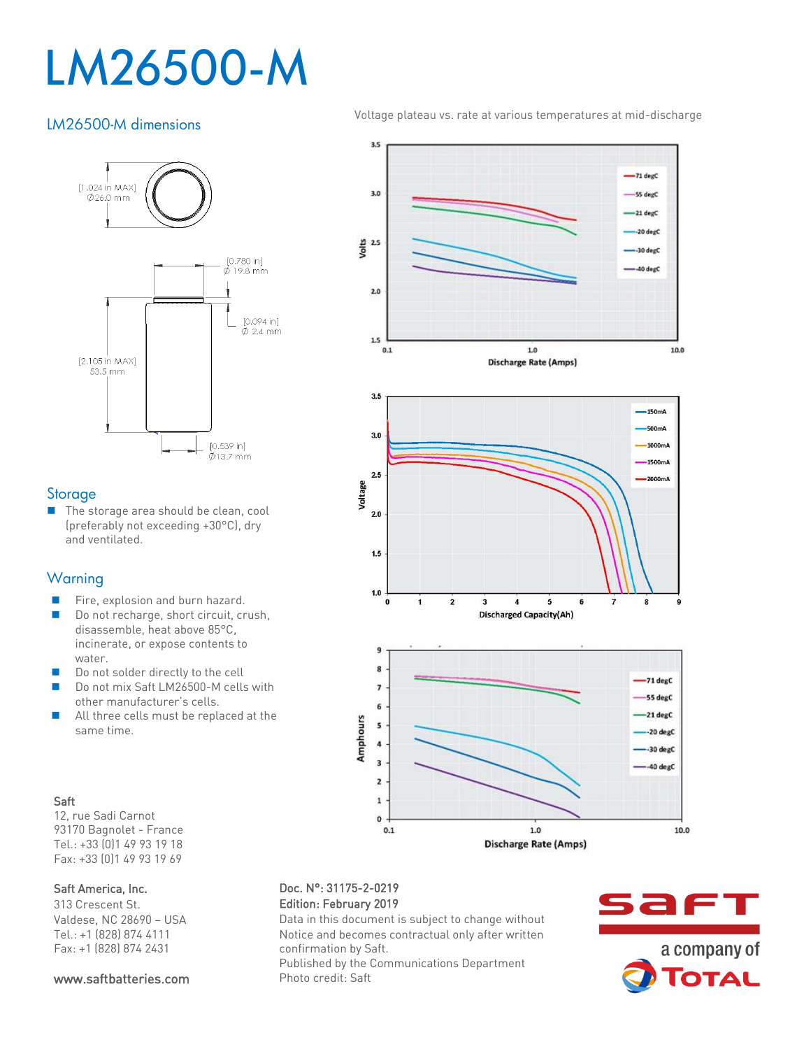# LM26500-M

## LM26500-M dimensions

[1.024 in MAX]
Ø26.0 mm

[0.780 in]
Ø 19.8 mm

[0.094 in]
Ø 2.4 mm

[2.105 in MAX]
53.5 mm

[0.539 in]
Ø13.7 mm

## Storage

- The storage area should be clean, cool (preferably not exceeding +30°C), dry and ventilated.

## Warning

- Fire, explosion and burn hazard.
- Do not recharge, short circuit, crush, disassemble, heat above 85°C, incinerate, or expose contents to water.
- Do not solder directly to the cell
- Do not mix Saft LM26500-M cells with other manufacturer's cells.
- All three cells must be replaced at the same time.

Voltage plateau vs. rate at various temperatures at mid-discharge

Volts
3.5
3.0
2.5
2.0
1.5
0.1
1.0
10.0
Discharge Rate (Amps)
71 degC
55 degC
21 degC
-20 degC
-30 degC
-40 degC

Voltage
3.5
3.0
2.5
2.0
1.5
1.0
0 1 2 3 4 5 6 7 8 9
Discharged Capacity(Ah)
150mA
500mA
1000mA
1500mA
2000mA

Amphours
9 8 7 6 5 4 3 2 1 0
0.1
1.0
10.0
Discharge Rate (Amps)
71 degC
55 degC
21 degC
-20 degC
-30 degC
-40 degC

**Saft**
12, rue Sadi Carnot
93170 Bagnolet - France
Tel.: +33 (0)1 49 93 19 18
Fax: +33 (0)1 49 93 19 69

**Saft America, Inc.**
313 Crescent St.
Valdese, NC 28690 – USA
Tel.: +1 (828) 874 4111
Fax: +1 (828) 874 2431

**www.saftbatteries.com**

**Doc. N°: 31175-2-0219**
**Edition: February 2019**
Data in this document is subject to change without Notice and becomes contractual only after written confirmation by Saft.
Published by the Communications Department
Photo credit: Saft

saft
a company of
TOTAL